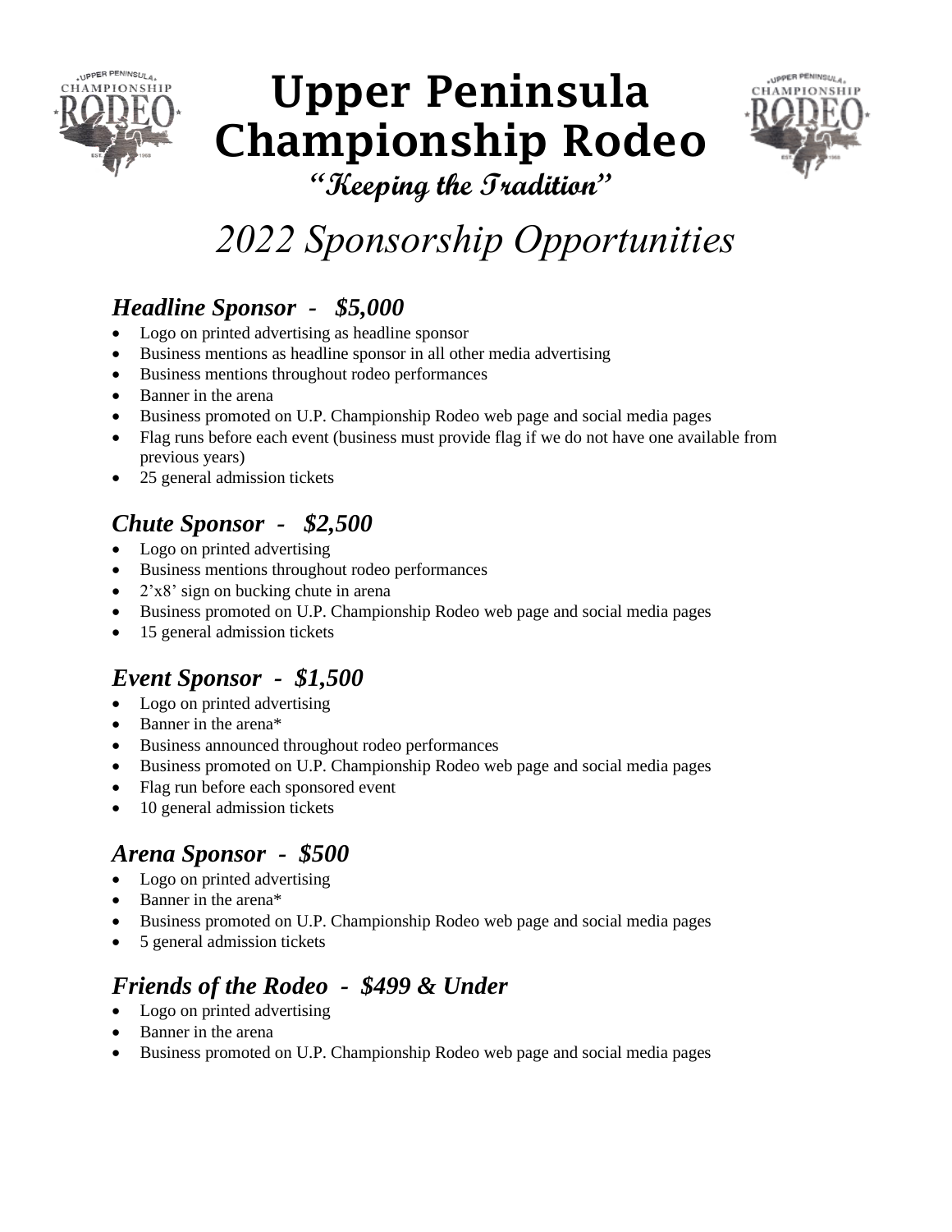# Upper Peninsula Championship Rodeo

*"Keeping the Tradition"*

## *2022 Sponsorship Opportunities*

### *Headline Sponsor - $5,000*

- Logo on printed advertising as headline sponsor
- Business mentions as headline sponsor in all other media advertising
- Business mentions throughout rodeo performances
- Banner in the arena
- Business promoted on U.P. Championship Rodeo web page and social media pages
- Flag runs before each event (business must provide flag if we do not have one available from previous years)
- 25 general admission tickets

### *Chute Sponsor - $2,500*

- Logo on printed advertising
- Business mentions throughout rodeo performances
- 2'x8' sign on bucking chute in arena
- Business promoted on U.P. Championship Rodeo web page and social media pages
- 15 general admission tickets

### *Event Sponsor - $1,500*

- Logo on printed advertising
- Banner in the arena*
- Business announced throughout rodeo performances
- Business promoted on U.P. Championship Rodeo web page and social media pages
- Flag run before each sponsored event
- 10 general admission tickets

### *Arena Sponsor - $500*

- Logo on printed advertising
- Banner in the arena*
- Business promoted on U.P. Championship Rodeo web page and social media pages
- 5 general admission tickets

### *Friends of the Rodeo - $499 & Under*

- Logo on printed advertising
- Banner in the arena
- Business promoted on U.P. Championship Rodeo web page and social media pages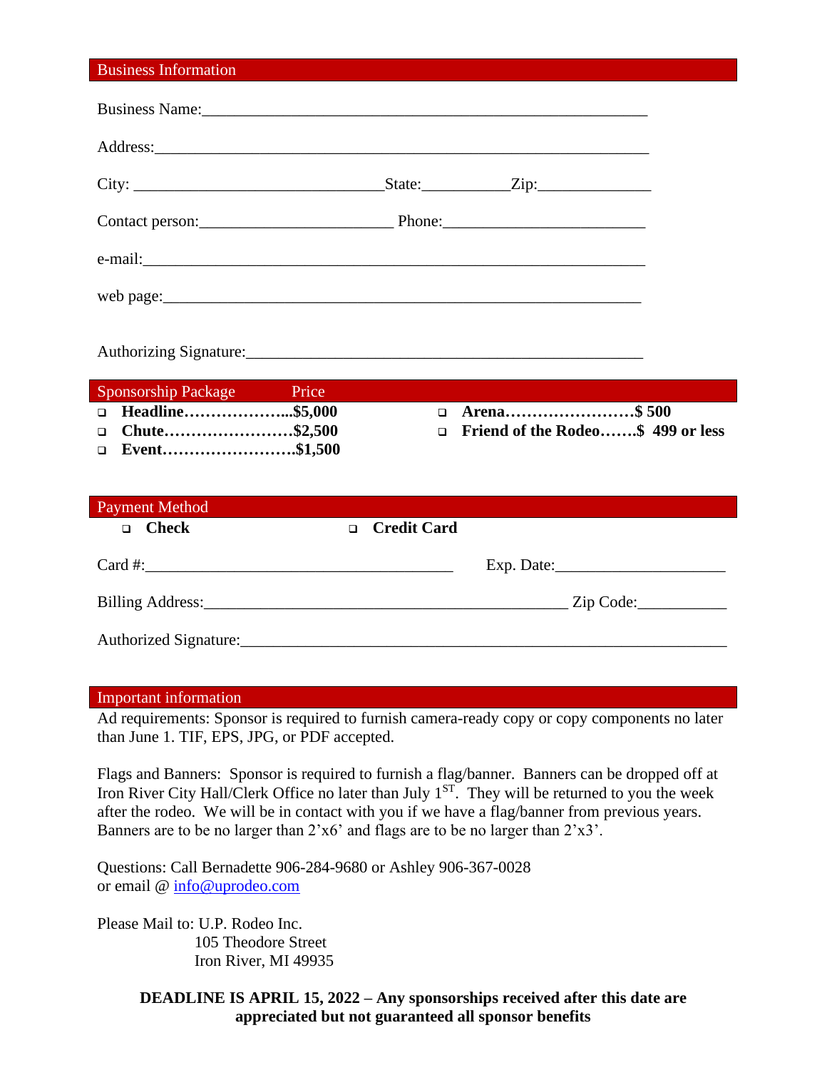## Business Information

Business Name:\_\_\_\_\_\_\_\_\_\_\_\_\_\_\_\_\_\_\_\_\_\_\_\_\_\_\_\_\_\_\_\_\_\_\_\_\_\_\_\_\_\_\_\_\_\_\_\_\_\_\_\_\_\_\_\_

Address:\_\_\_\_\_\_\_\_\_\_\_\_\_\_\_\_\_\_\_\_\_\_\_\_\_\_\_\_\_\_\_\_\_\_\_\_\_\_\_\_\_\_\_\_\_\_\_\_\_\_\_\_\_\_\_\_\_\_\_\_

City: \_\_\_\_\_\_\_\_\_\_\_\_\_\_\_\_\_\_\_\_\_\_\_\_\_\_\_\_\_\_\_\_State:\_\_\_\_\_\_\_\_\_\_\_Zip:\_\_\_\_\_\_\_\_\_\_\_\_\_\_

Contact person:\_\_\_\_\_\_\_\_\_\_\_\_\_\_\_\_\_\_\_\_\_\_\_\_\_ Phone:\_\_\_\_\_\_\_\_\_\_\_\_\_\_\_\_\_\_\_\_\_\_\_\_\_\_

e-mail:\_\_\_\_\_\_\_\_\_\_\_\_\_\_\_\_\_\_\_\_\_\_\_\_\_\_\_\_\_\_\_\_\_\_\_\_\_\_\_\_\_\_\_\_\_\_\_\_\_\_\_\_\_\_\_\_\_\_\_\_\_\_

web page:\_\_\_\_\_\_\_\_\_\_\_\_\_\_\_\_\_\_\_\_\_\_\_\_\_\_\_\_\_\_\_\_\_\_\_\_\_\_\_\_\_\_\_\_\_\_\_\_\_\_\_\_\_\_\_\_\_\_\_\_

Authorizing Signature:\_\_\_\_\_\_\_\_\_\_\_\_\_\_\_\_\_\_\_\_\_\_\_\_\_\_\_\_\_\_\_\_\_\_\_\_\_\_\_\_\_\_\_\_\_\_\_\_\_\_\_

## Sponsorship Package — Price

- ❑ **Headline……………….…...$5,000**
- ❑ **Chute……………………$2,500**
- ❑ **Event……………………$1,500**
- ❑ **Arena……………………$ 500**
- ❑ **Friend of the Rodeo…….$ 499 or less**

## Payment Method

- ❑ **Check**
- ❑ **Credit Card**

Card #:\_\_\_\_\_\_\_\_\_\_\_\_\_\_\_\_\_\_\_\_\_\_\_\_\_\_\_\_\_\_\_\_\_\_\_\_\_\_\_\_ Exp. Date:\_\_\_\_\_\_\_\_\_\_\_\_\_\_\_\_\_\_\_\_\_\_

Billing Address:\_\_\_\_\_\_\_\_\_\_\_\_\_\_\_\_\_\_\_\_\_\_\_\_\_\_\_\_\_\_\_\_\_\_\_\_\_\_\_\_\_\_\_\_\_\_\_\_ Zip Code:\_\_\_\_\_\_\_\_\_\_\_\_

Authorized Signature:\_\_\_\_\_\_\_\_\_\_\_\_\_\_\_\_\_\_\_\_\_\_\_\_\_\_\_\_\_\_\_\_\_\_\_\_\_\_\_\_\_\_\_\_\_\_\_\_\_\_\_\_\_\_\_\_\_\_\_\_

## Important information

Ad requirements: Sponsor is required to furnish camera-ready copy or copy components no later than June 1. TIF, EPS, JPG, or PDF accepted.

Flags and Banners: Sponsor is required to furnish a flag/banner. Banners can be dropped off at Iron River City Hall/Clerk Office no later than July 1ST. They will be returned to you the week after the rodeo. We will be in contact with you if we have a flag/banner from previous years. Banners are to be no larger than 2'x6' and flags are to be no larger than 2'x3'.

Questions: Call Bernadette 906-284-9680 or Ashley 906-367-0028
or email @ info@uprodeo.com

Please Mail to: U.P. Rodeo Inc.
105 Theodore Street
Iron River, MI 49935

**DEADLINE IS APRIL 15, 2022 – Any sponsorships received after this date are appreciated but not guaranteed all sponsor benefits**